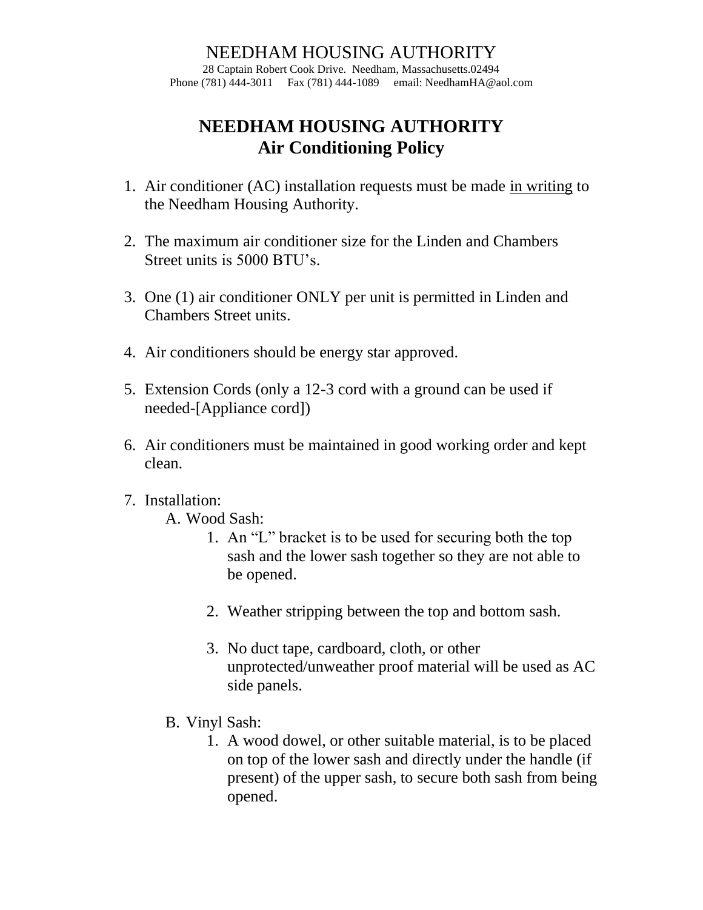NEEDHAM HOUSING AUTHORITY

28 Captain Robert Cook Drive. Needham, Massachusetts.02494

Phone (781) 444-3011 Fax (781) 444-1089 email: NeedhamHA@aol.com

# NEEDHAM HOUSING AUTHORITY
# Air Conditioning Policy

1. Air conditioner (AC) installation requests must be made <u>in writing</u> to the Needham Housing Authority.

2. The maximum air conditioner size for the Linden and Chambers Street units is 5000 BTU's.

3. One (1) air conditioner ONLY per unit is permitted in Linden and Chambers Street units.

4. Air conditioners should be energy star approved.

5. Extension Cords (only a 12-3 cord with a ground can be used if needed-[Appliance cord])

6. Air conditioners must be maintained in good working order and kept clean.

7. Installation:
   - A. Wood Sash:
     1. An "L" bracket is to be used for securing both the top sash and the lower sash together so they are not able to be opened.
     2. Weather stripping between the top and bottom sash.
     3. No duct tape, cardboard, cloth, or other unprotected/unweather proof material will be used as AC side panels.
   - B. Vinyl Sash:
     1. A wood dowel, or other suitable material, is to be placed on top of the lower sash and directly under the handle (if present) of the upper sash, to secure both sash from being opened.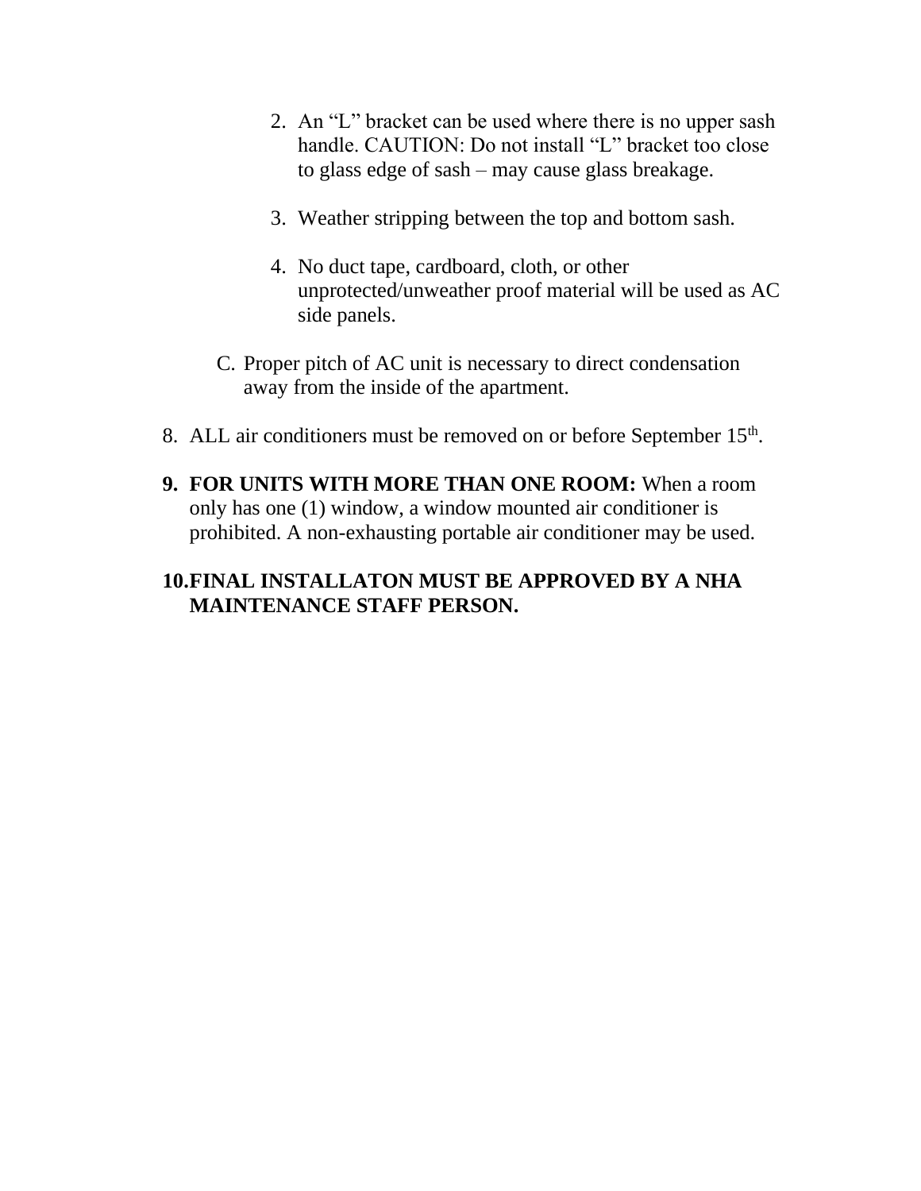2. An “L” bracket can be used where there is no upper sash handle. CAUTION: Do not install “L” bracket too close to glass edge of sash – may cause glass breakage.

   3. Weather stripping between the top and bottom sash.

   4. No duct tape, cardboard, cloth, or other unprotected/unweather proof material will be used as AC side panels.

C. Proper pitch of AC unit is necessary to direct condensation away from the inside of the apartment.

8. ALL air conditioners must be removed on or before September 15th.

9. **FOR UNITS WITH MORE THAN ONE ROOM:** When a room only has one (1) window, a window mounted air conditioner is prohibited. A non-exhausting portable air conditioner may be used.

10. **FINAL INSTALLATON MUST BE APPROVED BY A NHA MAINTENANCE STAFF PERSON.**